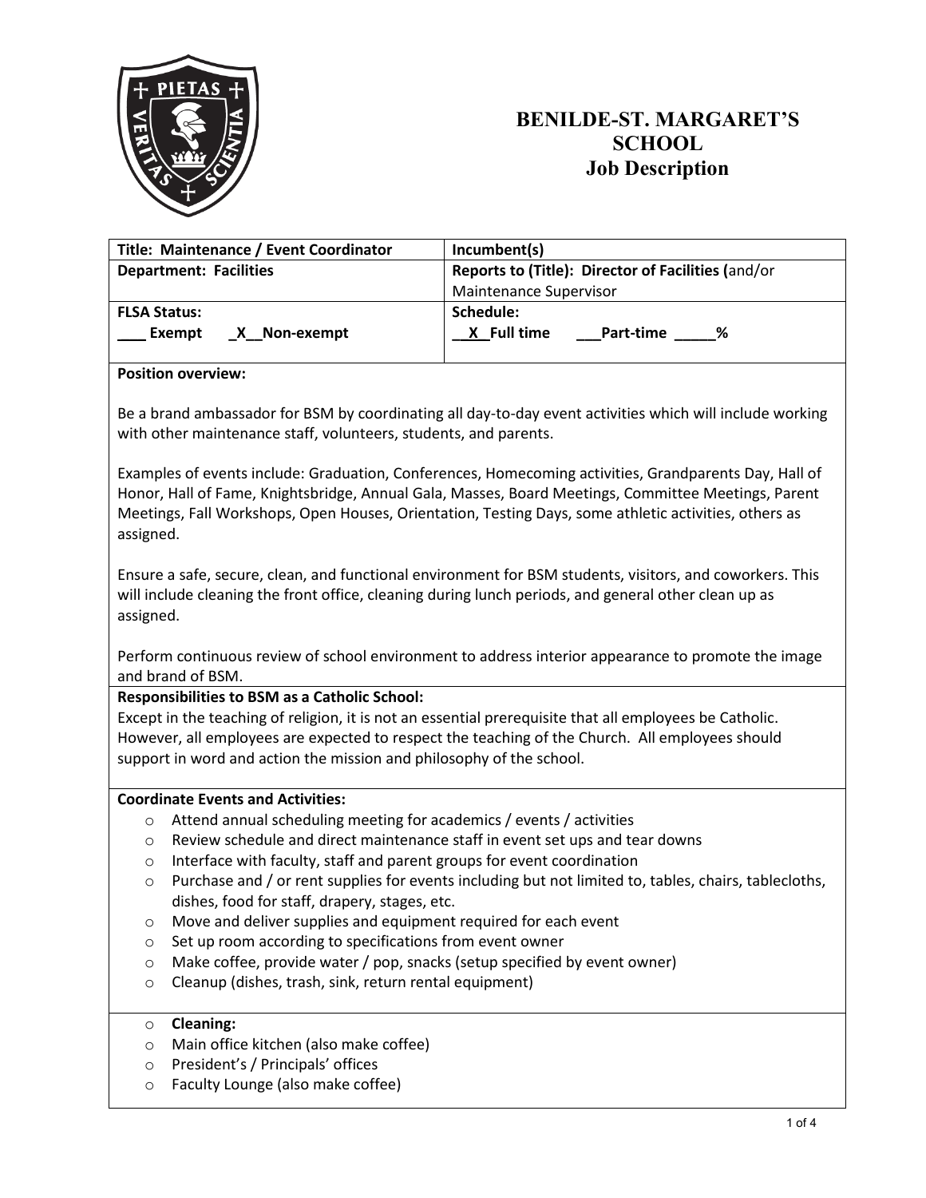# BENILDE-ST. MARGARET'S SCHOOL
## Job Description

| Title: Maintenance / Event Coordinator | Incumbent(s) |
|---|---|
| **Department: Facilities** | **Reports to (Title): Director of Facilities (**and/or Maintenance Supervisor |
| **FLSA Status:** ___ Exempt _X__Non-exempt | **Schedule:** __X_ Full time ___Part-time _____% |

**Position overview:**

Be a brand ambassador for BSM by coordinating all day-to-day event activities which will include working with other maintenance staff, volunteers, students, and parents.

Examples of events include: Graduation, Conferences, Homecoming activities, Grandparents Day, Hall of Honor, Hall of Fame, Knightsbridge, Annual Gala, Masses, Board Meetings, Committee Meetings, Parent Meetings, Fall Workshops, Open Houses, Orientation, Testing Days, some athletic activities, others as assigned.

Ensure a safe, secure, clean, and functional environment for BSM students, visitors, and coworkers. This will include cleaning the front office, cleaning during lunch periods, and general other clean up as assigned.

Perform continuous review of school environment to address interior appearance to promote the image and brand of BSM.

**Responsibilities to BSM as a Catholic School:**

Except in the teaching of religion, it is not an essential prerequisite that all employees be Catholic. However, all employees are expected to respect the teaching of the Church. All employees should support in word and action the mission and philosophy of the school.

**Coordinate Events and Activities:**

- Attend annual scheduling meeting for academics / events / activities
- Review schedule and direct maintenance staff in event set ups and tear downs
- Interface with faculty, staff and parent groups for event coordination
- Purchase and / or rent supplies for events including but not limited to, tables, chairs, tablecloths, dishes, food for staff, drapery, stages, etc.
- Move and deliver supplies and equipment required for each event
- Set up room according to specifications from event owner
- Make coffee, provide water / pop, snacks (setup specified by event owner)
- Cleanup (dishes, trash, sink, return rental equipment)

- **Cleaning:**
- Main office kitchen (also make coffee)
- President's / Principals' offices
- Faculty Lounge (also make coffee)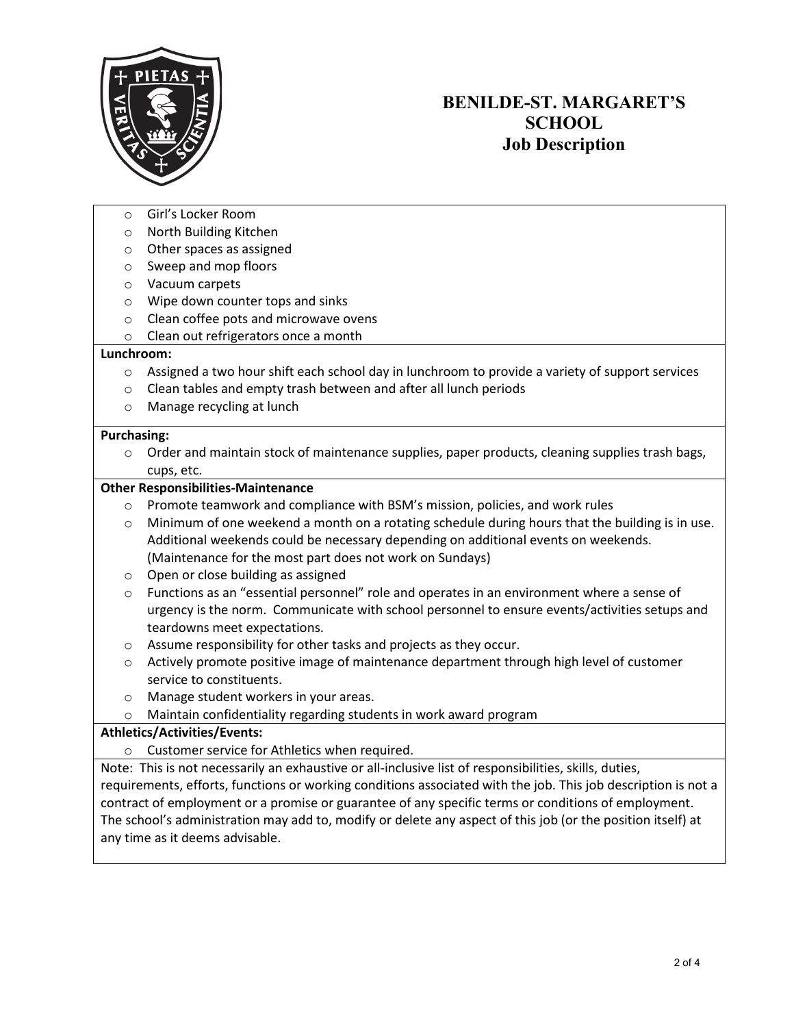# BENILDE-ST. MARGARET'S SCHOOL
## Job Description

- Girl's Locker Room
- North Building Kitchen
- Other spaces as assigned
- Sweep and mop floors
- Vacuum carpets
- Wipe down counter tops and sinks
- Clean coffee pots and microwave ovens
- Clean out refrigerators once a month

**Lunchroom:**

- Assigned a two hour shift each school day in lunchroom to provide a variety of support services
- Clean tables and empty trash between and after all lunch periods
- Manage recycling at lunch

**Purchasing:**

- Order and maintain stock of maintenance supplies, paper products, cleaning supplies trash bags, cups, etc.

**Other Responsibilities-Maintenance**

- Promote teamwork and compliance with BSM's mission, policies, and work rules
- Minimum of one weekend a month on a rotating schedule during hours that the building is in use. Additional weekends could be necessary depending on additional events on weekends. (Maintenance for the most part does not work on Sundays)
- Open or close building as assigned
- Functions as an "essential personnel" role and operates in an environment where a sense of urgency is the norm. Communicate with school personnel to ensure events/activities setups and teardowns meet expectations.
- Assume responsibility for other tasks and projects as they occur.
- Actively promote positive image of maintenance department through high level of customer service to constituents.
- Manage student workers in your areas.
- Maintain confidentiality regarding students in work award program

**Athletics/Activities/Events:**

- Customer service for Athletics when required.

Note: This is not necessarily an exhaustive or all-inclusive list of responsibilities, skills, duties, requirements, efforts, functions or working conditions associated with the job. This job description is not a contract of employment or a promise or guarantee of any specific terms or conditions of employment. The school's administration may add to, modify or delete any aspect of this job (or the position itself) at any time as it deems advisable.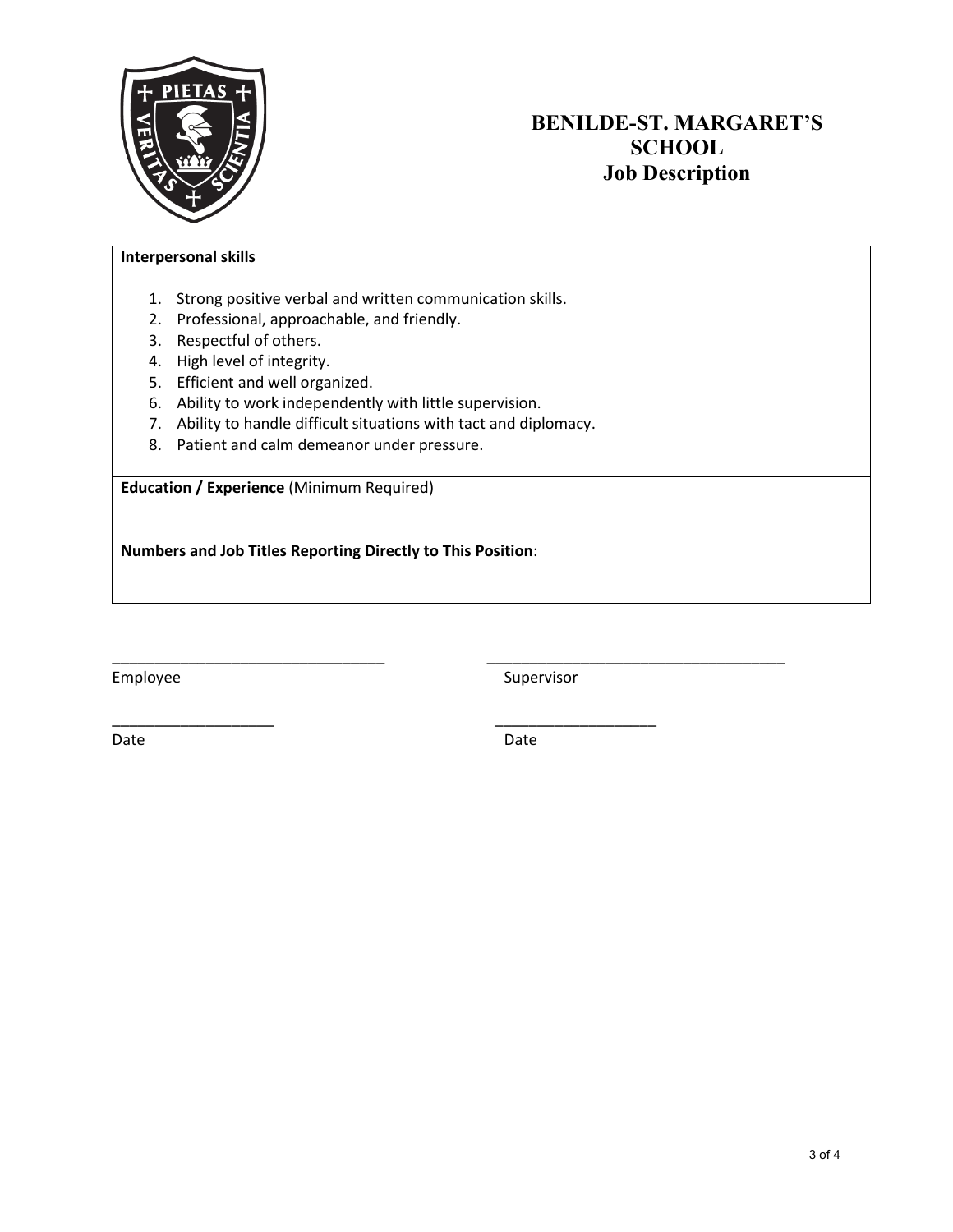# BENILDE-ST. MARGARET'S SCHOOL
## Job Description

**Interpersonal skills**

1. Strong positive verbal and written communication skills.
2. Professional, approachable, and friendly.
3. Respectful of others.
4. High level of integrity.
5. Efficient and well organized.
6. Ability to work independently with little supervision.
7. Ability to handle difficult situations with tact and diplomacy.
8. Patient and calm demeanor under pressure.

**Education / Experience** (Minimum Required)

**Numbers and Job Titles Reporting Directly to This Position**:

_________________________________ _____________________________________

Employee Supervisor

___________________ ___________________

Date Date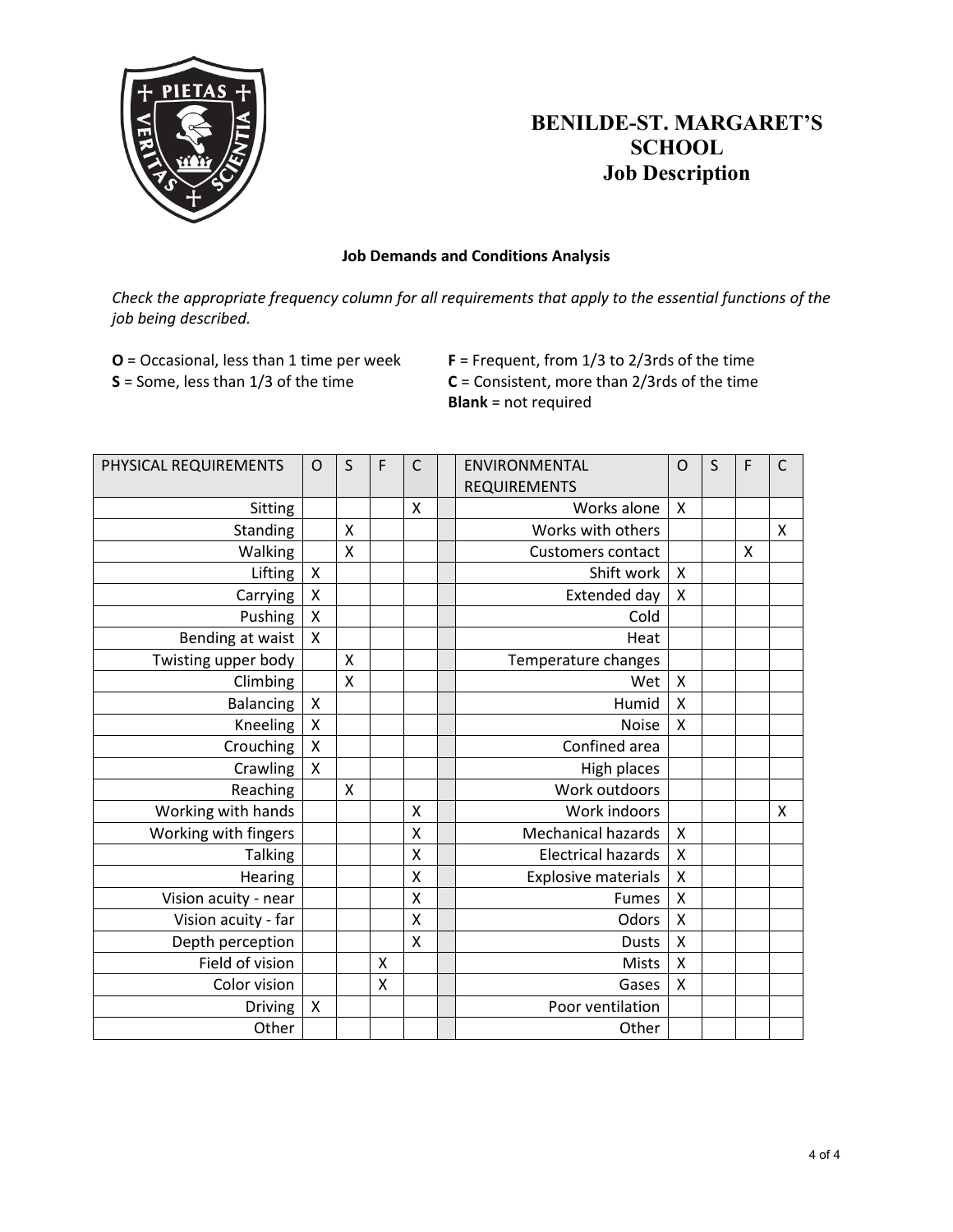# BENILDE-ST. MARGARET'S SCHOOL
# Job Description

**Job Demands and Conditions Analysis**

*Check the appropriate frequency column for all requirements that apply to the essential functions of the job being described.*

**O** = Occasional, less than 1 time per week
**S** = Some, less than 1/3 of the time
**F** = Frequent, from 1/3 to 2/3rds of the time
**C** = Consistent, more than 2/3rds of the time
**Blank** = not required

| PHYSICAL REQUIREMENTS | O | S | F | C | | ENVIRONMENTAL REQUIREMENTS | O | S | F | C |
|---|---|---|---|---|---|---|---|---|---|---|
| Sitting | | | | X | | Works alone | X | | | |
| Standing | | X | | | | Works with others | | | | X |
| Walking | | X | | | | Customers contact | | | X | |
| Lifting | X | | | | | Shift work | X | | | |
| Carrying | X | | | | | Extended day | X | | | |
| Pushing | X | | | | | Cold | | | | |
| Bending at waist | X | | | | | Heat | | | | |
| Twisting upper body | | X | | | | Temperature changes | | | | |
| Climbing | | X | | | | Wet | X | | | |
| Balancing | X | | | | | Humid | X | | | |
| Kneeling | X | | | | | Noise | X | | | |
| Crouching | X | | | | | Confined area | | | | |
| Crawling | X | | | | | High places | | | | |
| Reaching | | X | | | | Work outdoors | | | | |
| Working with hands | | | | X | | Work indoors | | | | X |
| Working with fingers | | | | X | | Mechanical hazards | X | | | |
| Talking | | | | X | | Electrical hazards | X | | | |
| Hearing | | | | X | | Explosive materials | X | | | |
| Vision acuity - near | | | | X | | Fumes | X | | | |
| Vision acuity - far | | | | X | | Odors | X | | | |
| Depth perception | | | | X | | Dusts | X | | | |
| Field of vision | | | X | | | Mists | X | | | |
| Color vision | | | X | | | Gases | X | | | |
| Driving | X | | | | | Poor ventilation | | | | |
| Other | | | | | | Other | | | | |